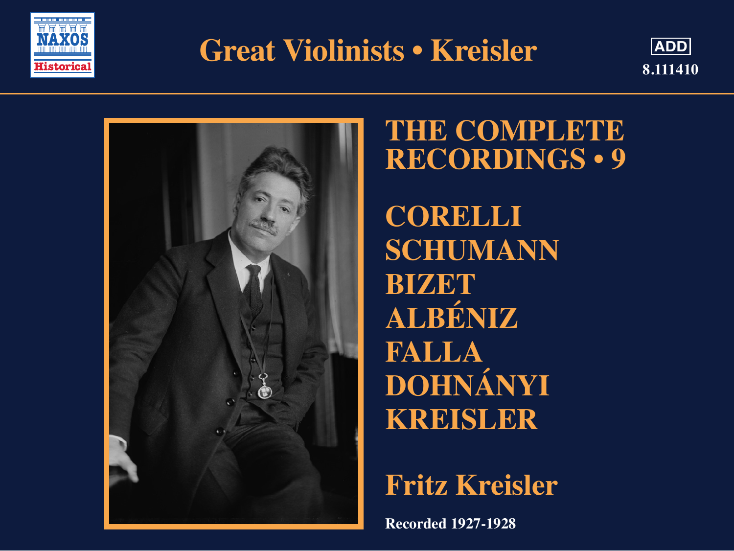NAXOS Historical

# Great Violinists • Kreisler

ADD

8.111410

## THE COMPLETE RECORDINGS • 9

CORELLI
SCHUMANN
BIZET
ALBÉNIZ
FALLA
DOHNÁNYI
KREISLER

**Fritz Kreisler**

**Recorded 1927-1928**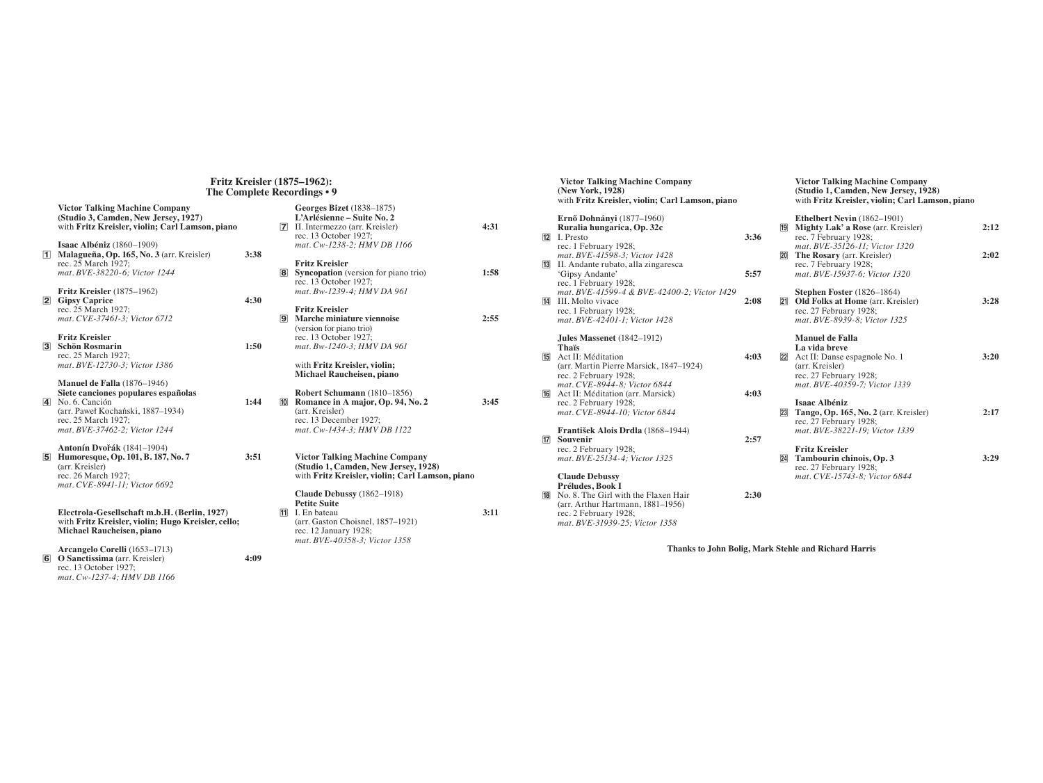## Fritz Kreisler (1875–1962): The Complete Recordings • 9

**Victor Talking Machine Company (Studio 3, Camden, New Jersey, 1927)**
with **Fritz Kreisler, violin; Carl Lamson, piano**

**Isaac Albéniz** (1860–1909)

1 **Malagueña, Op. 165, No. 3** (arr. Kreisler) — 3:38
rec. 25 March 1927;
*mat. BVE-38220-6; Victor 1244*

**Fritz Kreisler** (1875–1962)

2 **Gipsy Caprice** — 4:30
rec. 25 March 1927;
*mat. CVE-37461-3; Victor 6712*

**Fritz Kreisler**

3 **Schön Rosmarin** — 1:50
rec. 25 March 1927;
*mat. BVE-12730-3; Victor 1386*

**Manuel de Falla** (1876–1946)
**Siete canciones populares españolas**

4 No. 6. Canción — 1:44
(arr. Paweł Kochański, 1887–1934)
rec. 25 March 1927;
*mat. BVE-37462-2; Victor 1244*

**Antonín Dvořák** (1841–1904)

5 **Humoresque, Op. 101, B. 187, No. 7** — 3:51
(arr. Kreisler)
rec. 26 March 1927;
*mat. CVE-8941-11; Victor 6692*

**Electrola-Gesellschaft m.b.H. (Berlin, 1927)**
with **Fritz Kreisler, violin; Hugo Kreisler, cello; Michael Raucheisen, piano**

**Arcangelo Corelli** (1653–1713)

6 **O Sanctissima** (arr. Kreisler) — 4:09
rec. 13 October 1927;
*mat. Cw-1237-4; HMV DB 1166*

**Georges Bizet** (1838–1875)
**L'Arlésienne – Suite No. 2**

7 II. Intermezzo (arr. Kreisler) — 4:31
rec. 13 October 1927;
*mat. Cw-1238-2; HMV DB 1166*

**Fritz Kreisler**

8 **Syncopation** (version for piano trio) — 1:58
rec. 13 October 1927;
*mat. Bw-1239-4; HMV DA 961*

**Fritz Kreisler**

9 **Marche miniature viennoise** (version for piano trio) — 2:55
rec. 13 October 1927;
*mat. Bw-1240-3; HMV DA 961*

with **Fritz Kreisler, violin; Michael Raucheisen, piano**

**Robert Schumann** (1810–1856)

10 **Romance in A major, Op. 94, No. 2** — 3:45
(arr. Kreisler)
rec. 13 December 1927;
*mat. Cw-1434-3; HMV DB 1122*

**Victor Talking Machine Company (Studio 1, Camden, New Jersey, 1928)**
with **Fritz Kreisler, violin; Carl Lamson, piano**

**Claude Debussy** (1862–1918)
**Petite Suite**

11 I. En bateau — 3:11
(arr. Gaston Choisnel, 1857–1921)
rec. 12 January 1928;
*mat. BVE-40358-3; Victor 1358*

**Victor Talking Machine Company (New York, 1928)**
with **Fritz Kreisler, violin; Carl Lamson, piano**

**Ernő Dohnányi** (1877–1960)
**Ruralia hungarica, Op. 32c**

12 I. Presto — 3:36
rec. 1 February 1928;
*mat. BVE-41598-3; Victor 1428*

13 II. Andante rubato, alla zingaresca 'Gipsy Andante' — 5:57
rec. 1 February 1928;
*mat. BVE-41599-4 & BVE-42400-2; Victor 1429*

14 III. Molto vivace — 2:08
rec. 1 February 1928;
*mat. BVE-42401-1; Victor 1428*

**Jules Massenet** (1842–1912)
**Thaïs**

15 Act II: Méditation — 4:03
(arr. Martin Pierre Marsick, 1847–1924)
rec. 2 February 1928;
*mat. CVE-8944-8; Victor 6844*

16 Act II: Méditation (arr. Marsick) — 4:03
rec. 2 February 1928;
*mat. CVE-8944-10; Victor 6844*

**František Alois Drdla** (1868–1944)

17 **Souvenir** — 2:57
rec. 2 February 1928;
*mat. BVE-25134-4; Victor 1325*

**Claude Debussy**
**Préludes, Book I**

18 No. 8. The Girl with the Flaxen Hair — 2:30
(arr. Arthur Hartmann, 1881–1956)
rec. 2 February 1928;
*mat. BVE-31939-25; Victor 1358*

**Victor Talking Machine Company (Studio 1, Camden, New Jersey, 1928)**
with **Fritz Kreisler, violin; Carl Lamson, piano**

**Ethelbert Nevin** (1862–1901)

19 **Mighty Lak' a Rose** (arr. Kreisler) — 2:12
rec. 7 February 1928;
*mat. BVE-35126-11; Victor 1320*

20 **The Rosary** (arr. Kreisler) — 2:02
rec. 7 February 1928;
*mat. BVE-15937-6; Victor 1320*

**Stephen Foster** (1826–1864)

21 **Old Folks at Home** (arr. Kreisler) — 3:28
rec. 27 February 1928;
*mat. BVE-8939-8; Victor 1325*

**Manuel de Falla**
**La vida breve**

22 Act II: Danse espagnole No. 1 — 3:20
(arr. Kreisler)
rec. 27 February 1928;
*mat. BVE-40359-7; Victor 1339*

**Isaac Albéniz**

23 **Tango, Op. 165, No. 2** (arr. Kreisler) — 2:17
rec. 27 February 1928;
*mat. BVE-38221-19; Victor 1339*

**Fritz Kreisler**

24 **Tambourin chinois, Op. 3** — 3:29
rec. 27 February 1928;
*mat. CVE-15743-8; Victor 6844*

**Thanks to John Bolig, Mark Stehle and Richard Harris**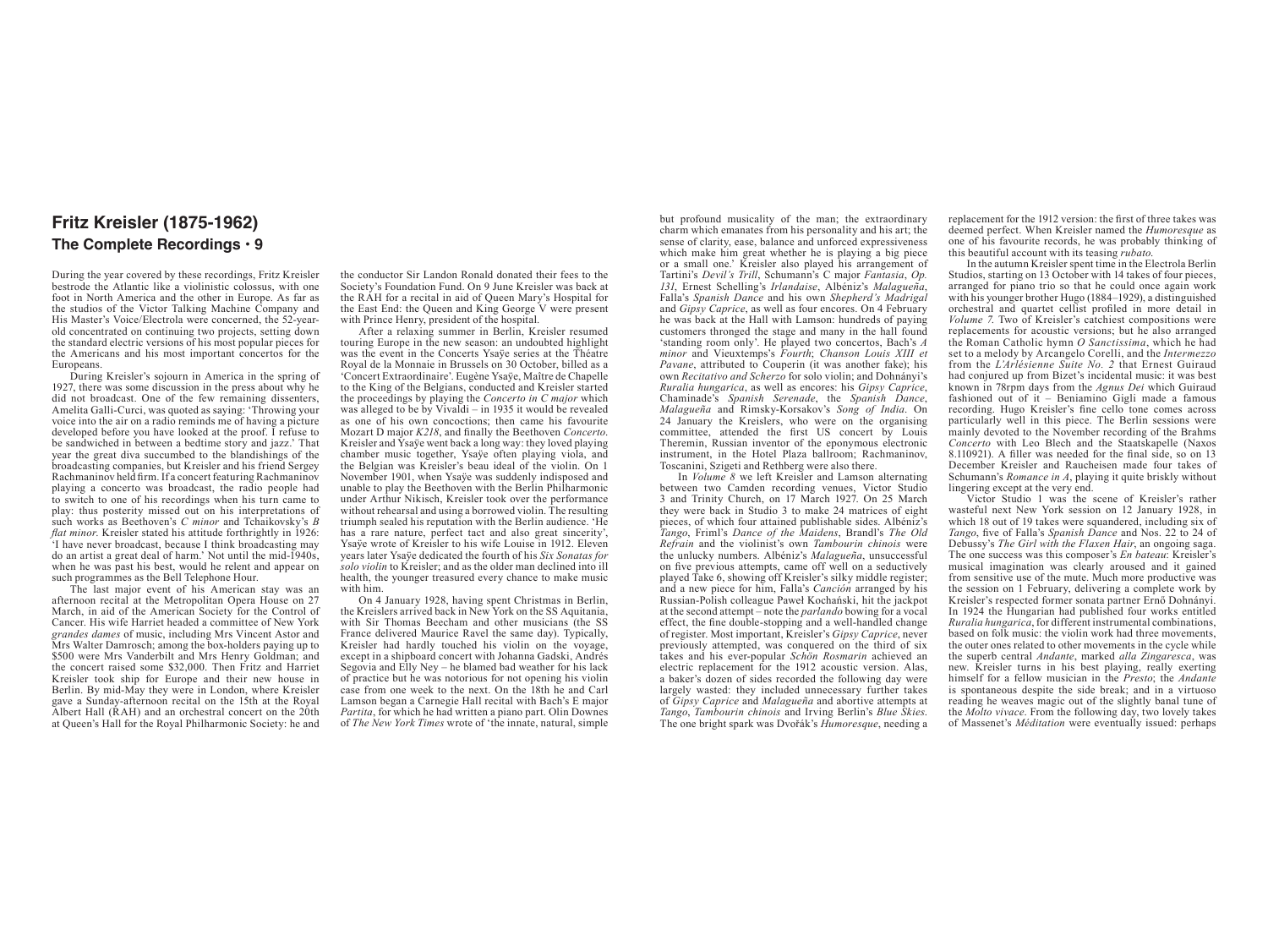# Fritz Kreisler (1875-1962)

## The Complete Recordings • 9

During the year covered by these recordings, Fritz Kreisler bestrode the Atlantic like a violinistic colossus, with one foot in North America and the other in Europe. As far as the studios of the Victor Talking Machine Company and His Master's Voice/Electrola were concerned, the 52-year-old concentrated on continuing two projects, setting down the standard electric versions of his most popular pieces for the Americans and his most important concertos for the Europeans.

During Kreisler's sojourn in America in the spring of 1927, there was some discussion in the press about why he did not broadcast. One of the few remaining dissenters, Amelita Galli-Curci, was quoted as saying: 'Throwing your voice into the air on a radio reminds me of having a picture developed before you have looked at the proof. I refuse to be sandwiched in between a bedtime story and jazz.' That year the great diva succumbed to the blandishings of the broadcasting companies, but Kreisler and his friend Sergey Rachmaninov held firm. If a concert featuring Rachmaninov playing a concerto was broadcast, the radio people had to switch to one of his recordings when his turn came to play: thus posterity missed out on his interpretations of such works as Beethoven's *C minor* and Tchaikovsky's *B flat minor*. Kreisler stated his attitude forthrightly in 1926: 'I have never broadcast, because I think broadcasting may do an artist a great deal of harm.' Not until the mid-1940s, when he was past his best, would he relent and appear on such programmes as the Bell Telephone Hour.

The last major event of his American stay was an afternoon recital at the Metropolitan Opera House on 27 March, in aid of the American Society for the Control of Cancer. His wife Harriet headed a committee of New York *grandes dames* of music, including Mrs Vincent Astor and Mrs Walter Damrosch; among the box-holders paying up to $500 were Mrs Vanderbilt and Mrs Henry Goldman; and the concert raised some $32,000. Then Fritz and Harriet Kreisler took ship for Europe and their new house in Berlin. By mid-May they were in London, where Kreisler gave a Sunday-afternoon recital on the 15th at the Royal Albert Hall (RAH) and an orchestral concert on the 20th at Queen's Hall for the Royal Philharmonic Society: he and the conductor Sir Landon Ronald donated their fees to the Society's Foundation Fund. On 9 June Kreisler was back at the RAH for a recital in aid of Queen Mary's Hospital for the East End: the Queen and King George V were present with Prince Henry, president of the hospital.

After a relaxing summer in Berlin, Kreisler resumed touring Europe in the new season: an undoubted highlight was the event in the Concerts Ysaÿe series at the Théatre Royal de la Monnaie in Brussels on 30 October, billed as a 'Concert Extraordinaire'. Eugène Ysaÿe, Maître de Chapelle to the King of the Belgians, conducted and Kreisler started the proceedings by playing the *Concerto in C major* which was alleged to be by Vivaldi – in 1935 it would be revealed as one of his own concoctions; then came his favourite Mozart D major *K218*, and finally the Beethoven *Concerto*. Kreisler and Ysaÿe went back a long way: they loved playing chamber music together, Ysaÿe often playing viola, and the Belgian was Kreisler's beau ideal of the violin. On 1 November 1901, when Ysaÿe was suddenly indisposed and unable to play the Beethoven with the Berlin Philharmonic under Arthur Nikisch, Kreisler took over the performance without rehearsal and using a borrowed violin. The resulting triumph sealed his reputation with the Berlin audience. 'He has a rare nature, perfect tact and also great sincerity', Ysaÿe wrote of Kreisler to his wife Louise in 1912. Eleven years later Ysaÿe dedicated the fourth of his *Six Sonatas for solo violin* to Kreisler; and as the older man declined into ill health, the younger treasured every chance to make music with him.

On 4 January 1928, having spent Christmas in Berlin, the Kreislers arrived back in New York on the SS Aquitania, with Sir Thomas Beecham and other musicians (the SS France delivered Maurice Ravel the same day). Typically, Kreisler had hardly touched his violin on the voyage, except in a shipboard concert with Johanna Gadski, Andrés Segovia and Elly Ney – he blamed bad weather for his lack of practice but he was notorious for not opening his violin case from one week to the next. On the 18th he and Carl Lamson began a Carnegie Hall recital with Bach's E major *Partita*, for which he had written a piano part. Olin Downes of *The New York Times* wrote of 'the innate, natural, simple but profound musicality of the man; the extraordinary charm which emanates from his personality and his art; the sense of clarity, ease, balance and unforced expressiveness which make him great whether he is playing a big piece or a small one.' Kreisler also played his arrangement of Tartini's *Devil's Trill*, Schumann's C major *Fantasia*, *Op. 131*, Ernest Schelling's *Irlandaise*, Albéniz's *Malagueña*, Falla's *Spanish Dance* and his own *Shepherd's Madrigal* and *Gipsy Caprice*, as well as four encores. On 4 February he was back at the Hall with Lamson: hundreds of paying customers thronged the stage and many in the hall found 'standing room only'. He played two concertos, Bach's *A minor* and Vieuxtemps's *Fourth*; *Chanson Louis XIII et Pavane*, attributed to Couperin (it was another fake); his own *Recitativo and Scherzo* for solo violin; and Dohnányi's *Ruralia hungarica*, as well as encores: his *Gipsy Caprice*, Chaminade's *Spanish Serenade*, the *Spanish Dance*, *Malagueña* and Rimsky-Korsakov's *Song of India*. On 24 January the Kreislers, who were on the organising committee, attended the first US concert by Louis Theremin, Russian inventor of the eponymous electronic instrument, in the Hotel Plaza ballroom; Rachmaninov, Toscanini, Szigeti and Rethberg were also there.

In *Volume 8* we left Kreisler and Lamson alternating between two Camden recording venues, Victor Studio 3 and Trinity Church, on 17 March 1927. On 25 March they were back in Studio 3 to make 24 matrices of eight pieces, of which four attained publishable sides. Albéniz's *Tango*, Friml's *Dance of the Maidens*, Brandl's *The Old Refrain* and the violinist's own *Tambourin chinois* were the unlucky numbers. Albéniz's *Malagueña*, unsuccessful on five previous attempts, came off well on a seductively played Take 6, showing off Kreisler's silky middle register; and a new piece for him, Falla's *Canción* arranged by his Russian-Polish colleague Paweł Kochański, hit the jackpot at the second attempt – note the *parlando* bowing for a vocal effect, the fine double-stopping and a well-handled change of register. Most important, Kreisler's *Gipsy Caprice*, never previously attempted, was conquered on the third of six takes and his ever-popular *Schön Rosmarin* achieved an electric replacement for the 1912 acoustic version. Alas, a baker's dozen of sides recorded the following day were largely wasted: they included unnecessary further takes of *Gipsy Caprice* and *Malagueña* and abortive attempts at *Tango*, *Tambourin chinois* and Irving Berlin's *Blue Skies*. The one bright spark was Dvořák's *Humoresque*, needing a replacement for the 1912 version: the first of three takes was deemed perfect. When Kreisler named the *Humoresque* as one of his favourite records, he was probably thinking of this beautiful account with its teasing *rubato.*

In the autumn Kreisler spent time in the Electrola Berlin Studios, starting on 13 October with 14 takes of four pieces, arranged for piano trio so that he could once again work with his younger brother Hugo (1884–1929), a distinguished orchestral and quartet cellist profiled in more detail in *Volume 7*. Two of Kreisler's catchiest compositions were replacements for acoustic versions; but he also arranged the Roman Catholic hymn *O Sanctissima*, which he had set to a melody by Arcangelo Corelli, and the *Intermezzo* from the *L'Arlésienne Suite No. 2* that Ernest Guiraud had conjured up from Bizet's incidental music: it was best known in 78rpm days from the *Agnus Dei* which Guiraud fashioned out of it – Beniamino Gigli made a famous recording. Hugo Kreisler's fine cello tone comes across particularly well in this piece. The Berlin sessions were mainly devoted to the November recording of the Brahms *Concerto* with Leo Blech and the Staatskapelle (Naxos 8.110921). A filler was needed for the final side, so on 13 December Kreisler and Raucheisen made four takes of Schumann's *Romance in A*, playing it quite briskly without lingering except at the very end.

Victor Studio 1 was the scene of Kreisler's rather wasteful next New York session on 12 January 1928, in which 18 out of 19 takes were squandered, including six of *Tango*, five of Falla's *Spanish Dance* and Nos. 22 to 24 of Debussy's *The Girl with the Flaxen Hair*, an ongoing saga. The one success was this composer's *En bateau*: Kreisler's musical imagination was clearly aroused and it gained from sensitive use of the mute. Much more productive was the session on 1 February, delivering a complete work by Kreisler's respected former sonata partner Ernő Dohnányi. In 1924 the Hungarian had published four works entitled *Ruralia hungarica*, for different instrumental combinations, based on folk music: the violin work had three movements, the outer ones related to other movements in the cycle while the superb central *Andante*, marked *alla Zingaresca*, was new. Kreisler turns in his best playing, really exerting himself for a fellow musician in the *Presto*; the *Andante* is spontaneous despite the side break; and in a virtuoso reading he weaves magic out of the slightly banal tune of the *Molto vivace*. From the following day, two lovely takes of Massenet's *Méditation* were eventually issued: perhaps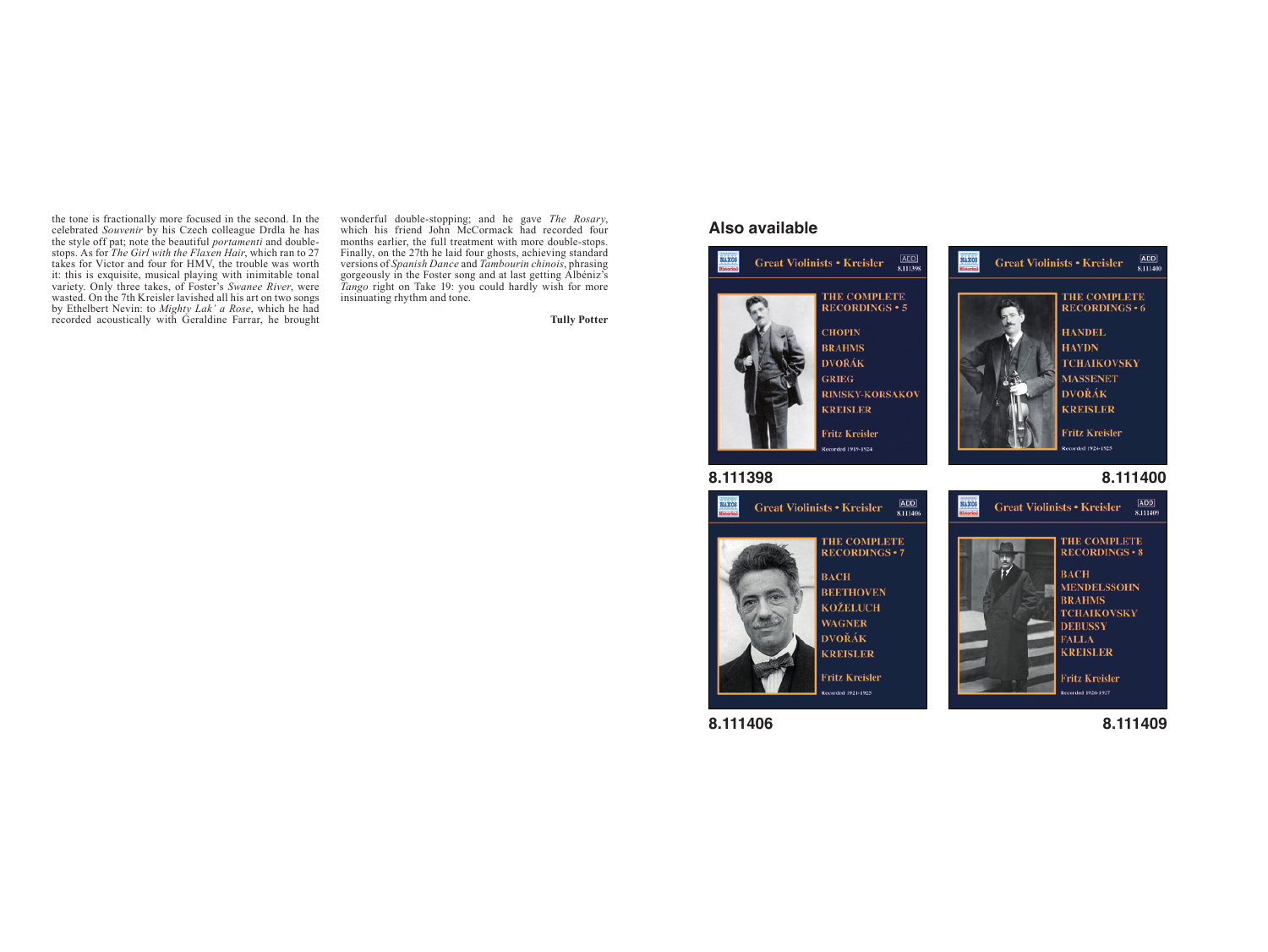the tone is fractionally more focused in the second. In the celebrated *Souvenir* by his Czech colleague Drdla he has the style off pat; note the beautiful *portamenti* and double-stops. As for *The Girl with the Flaxen Hair*, which ran to 27 takes for Victor and four for HMV, the trouble was worth it: this is exquisite, musical playing with inimitable tonal variety. Only three takes, of Foster's *Swanee River*, were wasted. On the 7th Kreisler lavished all his art on two songs by Ethelbert Nevin: to *Mighty Lak' a Rose*, which he had recorded acoustically with Geraldine Farrar, he brought wonderful double-stopping; and he gave *The Rosary*, which his friend John McCormack had recorded four months earlier, the full treatment with more double-stops. Finally, on the 27th he laid four ghosts, achieving standard versions of *Spanish Dance* and *Tambourin chinois*, phrasing gorgeously in the Foster song and at last getting Albéniz's *Tango* right on Take 19: you could hardly wish for more insinuating rhythm and tone.

**Tully Potter**

## Also available

Great Violinists • Kreisler — THE COMPLETE RECORDINGS • 5 — CHOPIN, BRAHMS, DVOŘÁK, GRIEG, RIMSKY-KORSAKOV, KREISLER — Fritz Kreisler — Recorded 1919-1924

**8.111398**

Great Violinists • Kreisler — THE COMPLETE RECORDINGS • 6 — HANDEL, HAYDN, TCHAIKOVSKY, MASSENET, DVOŘÁK, KREISLER — Fritz Kreisler — Recorded 1924-1925

**8.111400**

Great Violinists • Kreisler — THE COMPLETE RECORDINGS • 7 — BACH, BEETHOVEN, KOŽELUCH, WAGNER, DVOŘÁK, KREISLER — Fritz Kreisler — Recorded 1921-1925

**8.111406**

Great Violinists • Kreisler — THE COMPLETE RECORDINGS • 8 — BACH, MENDELSSOHN, BRAHMS, TCHAIKOVSKY, DEBUSSY, FALLA, KREISLER — Fritz Kreisler — Recorded 1926-1927

**8.111409**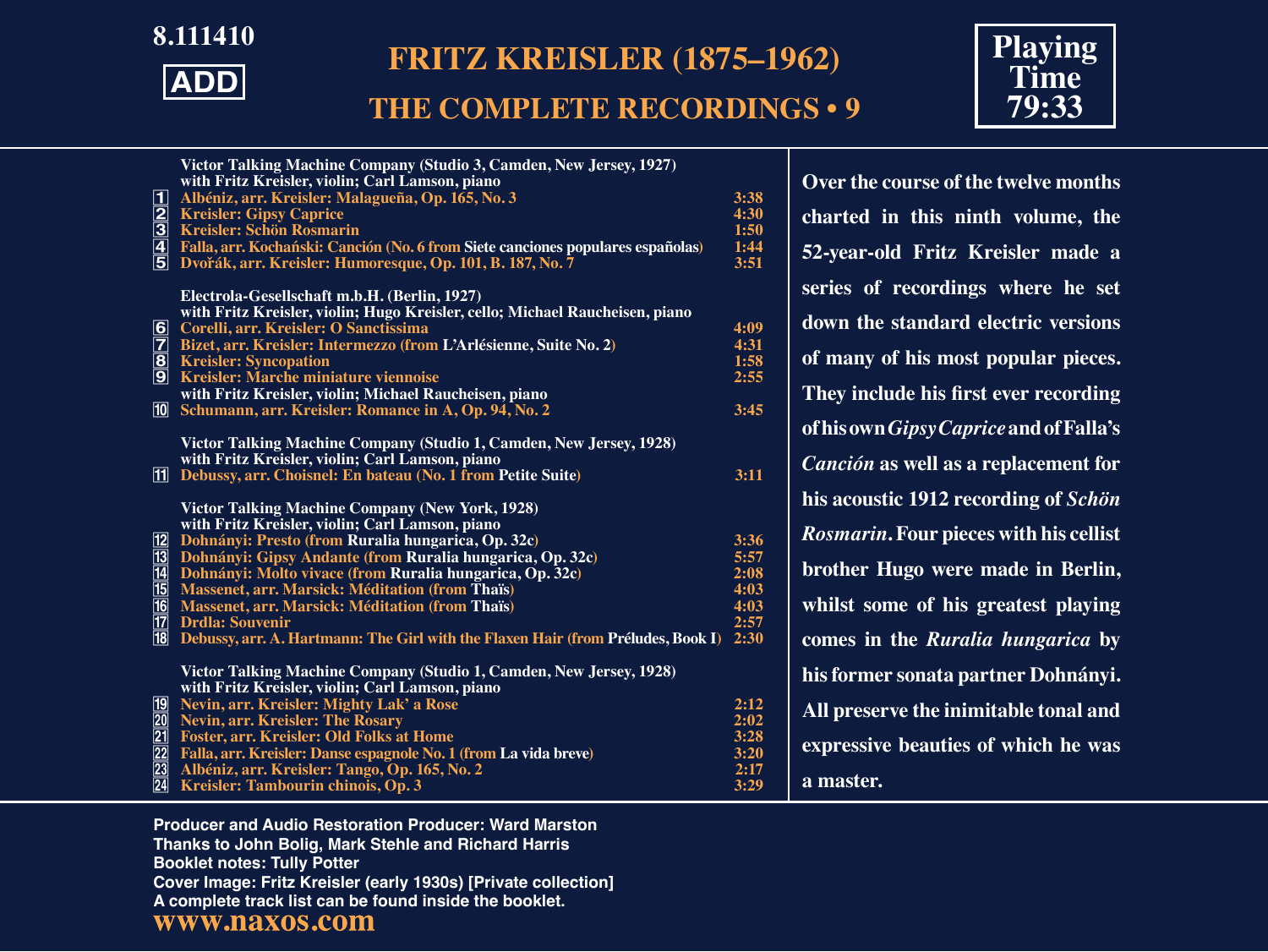8.111410

ADD

# FRITZ KREISLER (1875–1962)

## THE COMPLETE RECORDINGS • 9

**Playing Time 79:33**

**Victor Talking Machine Company (Studio 3, Camden, New Jersey, 1927)**
**with Fritz Kreisler, violin; Carl Lamson, piano**

| | | |
|---|---|---|
| 1 | Albéniz, arr. Kreisler: Malagueña, Op. 165, No. 3 | 3:38 |
| 2 | Kreisler: Gipsy Caprice | 4:30 |
| 3 | Kreisler: Schön Rosmarin | 1:50 |
| 4 | Falla, arr. Kochański: Canción (No. 6 from Siete canciones populares españolas) | 1:44 |
| 5 | Dvořák, arr. Kreisler: Humoresque, Op. 101, B. 187, No. 7 | 3:51 |

**Electrola-Gesellschaft m.b.H. (Berlin, 1927)**
**with Fritz Kreisler, violin; Hugo Kreisler, cello; Michael Raucheisen, piano**

| | | |
|---|---|---|
| 6 | Corelli, arr. Kreisler: O Sanctissima | 4:09 |
| 7 | Bizet, arr. Kreisler: Intermezzo (from L'Arlésienne, Suite No. 2) | 4:31 |
| 8 | Kreisler: Syncopation | 1:58 |
| 9 | Kreisler: Marche miniature viennoise | 2:55 |

**with Fritz Kreisler, violin; Michael Raucheisen, piano**

| | | |
|---|---|---|
| 10 | Schumann, arr. Kreisler: Romance in A, Op. 94, No. 2 | 3:45 |

**Victor Talking Machine Company (Studio 1, Camden, New Jersey, 1928)**
**with Fritz Kreisler, violin; Carl Lamson, piano**

| | | |
|---|---|---|
| 11 | Debussy, arr. Choisnel: En bateau (No. 1 from Petite Suite) | 3:11 |

**Victor Talking Machine Company (New York, 1928)**
**with Fritz Kreisler, violin; Carl Lamson, piano**

| | | |
|---|---|---|
| 12 | Dohnányi: Presto (from Ruralia hungarica, Op. 32c) | 3:36 |
| 13 | Dohnányi: Gipsy Andante (from Ruralia hungarica, Op. 32c) | 5:57 |
| 14 | Dohnányi: Molto vivace (from Ruralia hungarica, Op. 32c) | 2:08 |
| 15 | Massenet, arr. Marsick: Méditation (from Thaïs) | 4:03 |
| 16 | Massenet, arr. Marsick: Méditation (from Thaïs) | 4:03 |
| 17 | Drdla: Souvenir | 2:57 |
| 18 | Debussy, arr. A. Hartmann: The Girl with the Flaxen Hair (from Préludes, Book I) | 2:30 |

**Victor Talking Machine Company (Studio 1, Camden, New Jersey, 1928)**
**with Fritz Kreisler, violin; Carl Lamson, piano**

| | | |
|---|---|---|
| 19 | Nevin, arr. Kreisler: Mighty Lak' a Rose | 2:12 |
| 20 | Nevin, arr. Kreisler: The Rosary | 2:02 |
| 21 | Foster, arr. Kreisler: Old Folks at Home | 3:28 |
| 22 | Falla, arr. Kreisler: Danse espagnole No. 1 (from La vida breve) | 3:20 |
| 23 | Albéniz, arr. Kreisler: Tango, Op. 165, No. 2 | 2:17 |
| 24 | Kreisler: Tambourin chinois, Op. 3 | 3:29 |

**Over the course of the twelve months charted in this ninth volume, the 52-year-old Fritz Kreisler made a series of recordings where he set down the standard electric versions of many of his most popular pieces. They include his first ever recording of his own *Gipsy Caprice* and of Falla's *Canción* as well as a replacement for his acoustic 1912 recording of *Schön Rosmarin*. Four pieces with his cellist brother Hugo were made in Berlin, whilst some of his greatest playing comes in the *Ruralia hungarica* by his former sonata partner Dohnányi. All preserve the inimitable tonal and expressive beauties of which he was a master.**

**Producer and Audio Restoration Producer: Ward Marston**
**Thanks to John Bolig, Mark Stehle and Richard Harris**
**Booklet notes: Tully Potter**
**Cover Image: Fritz Kreisler (early 1930s) [Private collection]**
**A complete track list can be found inside the booklet.**

**www.naxos.com**